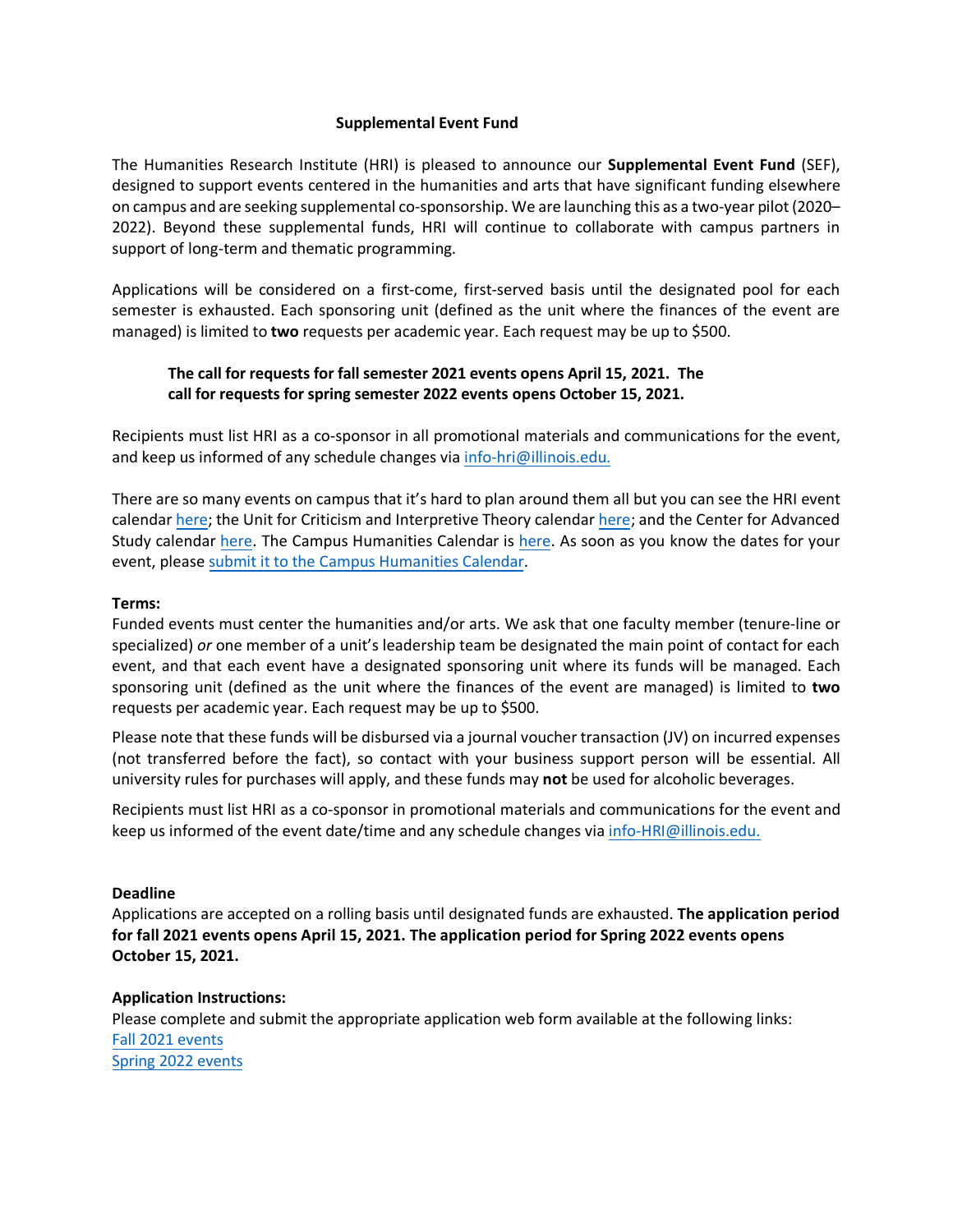# Supplemental Event Fund

The Humanities Research Institute (HRI) is pleased to announce our **Supplemental Event Fund** (SEF), designed to support events centered in the humanities and arts that have significant funding elsewhere on campus and are seeking supplemental co-sponsorship. We are launching this as a two-year pilot (2020–2022). Beyond these supplemental funds, HRI will continue to collaborate with campus partners in support of long-term and thematic programming.

Applications will be considered on a first-come, first-served basis until the designated pool for each semester is exhausted. Each sponsoring unit (defined as the unit where the finances of the event are managed) is limited to **two** requests per academic year. Each request may be up to $500.

> **The call for requests for fall semester 2021 events opens April 15, 2021. The call for requests for spring semester 2022 events opens October 15, 2021.**

Recipients must list HRI as a co-sponsor in all promotional materials and communications for the event, and keep us informed of any schedule changes via info-hri@illinois.edu.

There are so many events on campus that it's hard to plan around them all but you can see the HRI event calendar here; the Unit for Criticism and Interpretive Theory calendar here; and the Center for Advanced Study calendar here. The Campus Humanities Calendar is here. As soon as you know the dates for your event, please submit it to the Campus Humanities Calendar.

**Terms:**

Funded events must center the humanities and/or arts. We ask that one faculty member (tenure-line or specialized) *or* one member of a unit's leadership team be designated the main point of contact for each event, and that each event have a designated sponsoring unit where its funds will be managed. Each sponsoring unit (defined as the unit where the finances of the event are managed) is limited to **two** requests per academic year. Each request may be up to $500.

Please note that these funds will be disbursed via a journal voucher transaction (JV) on incurred expenses (not transferred before the fact), so contact with your business support person will be essential. All university rules for purchases will apply, and these funds may **not** be used for alcoholic beverages.

Recipients must list HRI as a co-sponsor in promotional materials and communications for the event and keep us informed of the event date/time and any schedule changes via info-HRI@illinois.edu.

**Deadline**

Applications are accepted on a rolling basis until designated funds are exhausted. **The application period for fall 2021 events opens April 15, 2021. The application period for Spring 2022 events opens October 15, 2021.**

**Application Instructions:**

Please complete and submit the appropriate application web form available at the following links:

Fall 2021 events

Spring 2022 events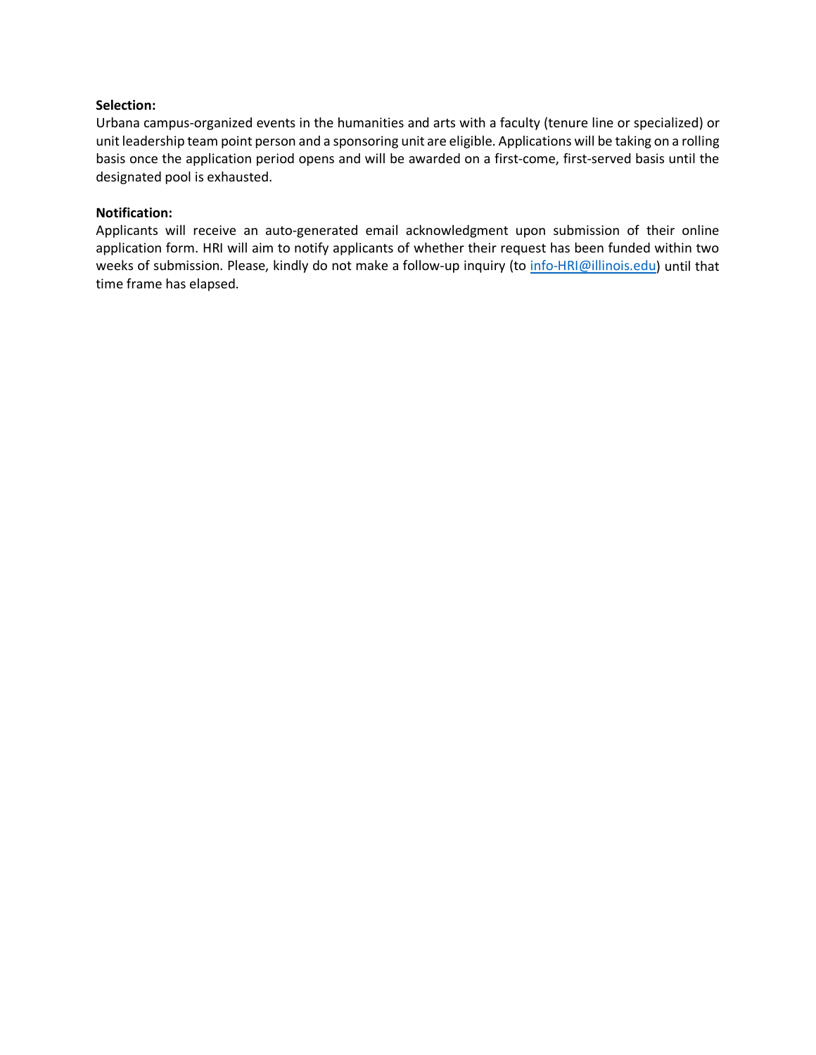**Selection:**

Urbana campus-organized events in the humanities and arts with a faculty (tenure line or specialized) or unit leadership team point person and a sponsoring unit are eligible. Applications will be taking on a rolling basis once the application period opens and will be awarded on a first-come, first-served basis until the designated pool is exhausted.

**Notification:**

Applicants will receive an auto-generated email acknowledgment upon submission of their online application form. HRI will aim to notify applicants of whether their request has been funded within two weeks of submission. Please, kindly do not make a follow-up inquiry (to info-HRI@illinois.edu) until that time frame has elapsed.